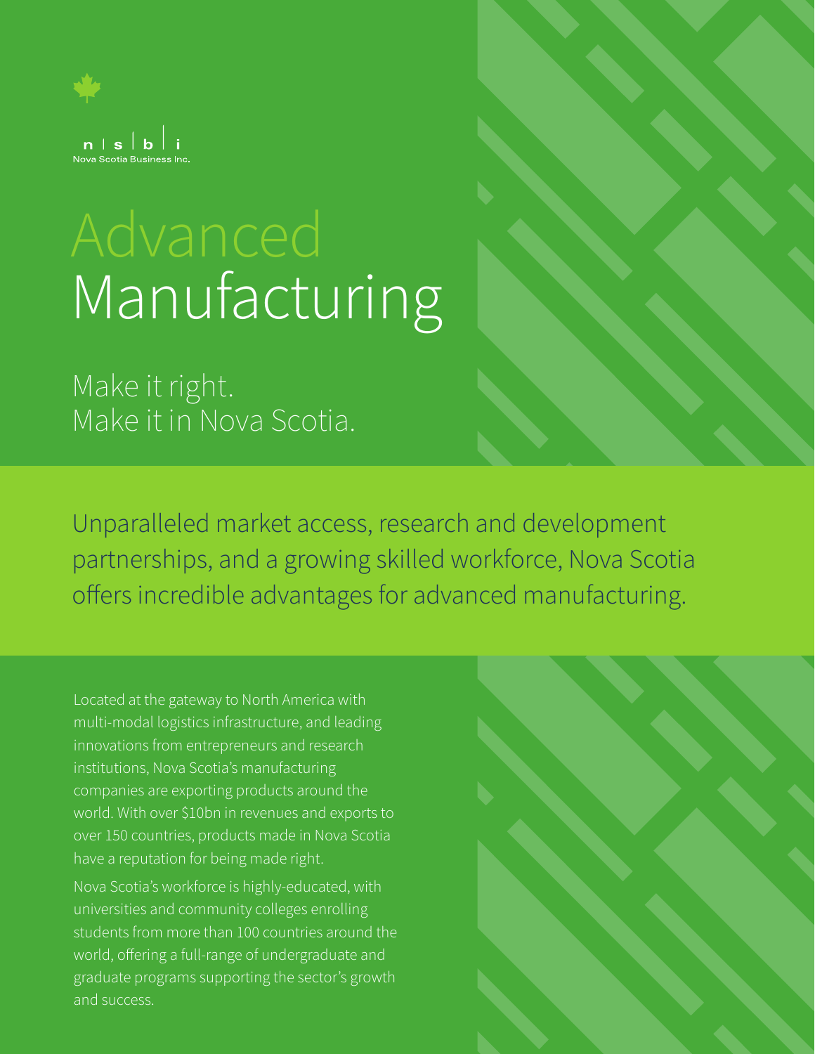n | s | b | i
Nova Scotia Business Inc.

# Advanced Manufacturing

## Make it right. Make it in Nova Scotia.

Unparalleled market access, research and development partnerships, and a growing skilled workforce, Nova Scotia offers incredible advantages for advanced manufacturing.

Located at the gateway to North America with multi-modal logistics infrastructure, and leading innovations from entrepreneurs and research institutions, Nova Scotia's manufacturing companies are exporting products around the world. With over $10bn in revenues and exports to over 150 countries, products made in Nova Scotia have a reputation for being made right.

Nova Scotia's workforce is highly-educated, with universities and community colleges enrolling students from more than 100 countries around the world, offering a full-range of undergraduate and graduate programs supporting the sector's growth and success.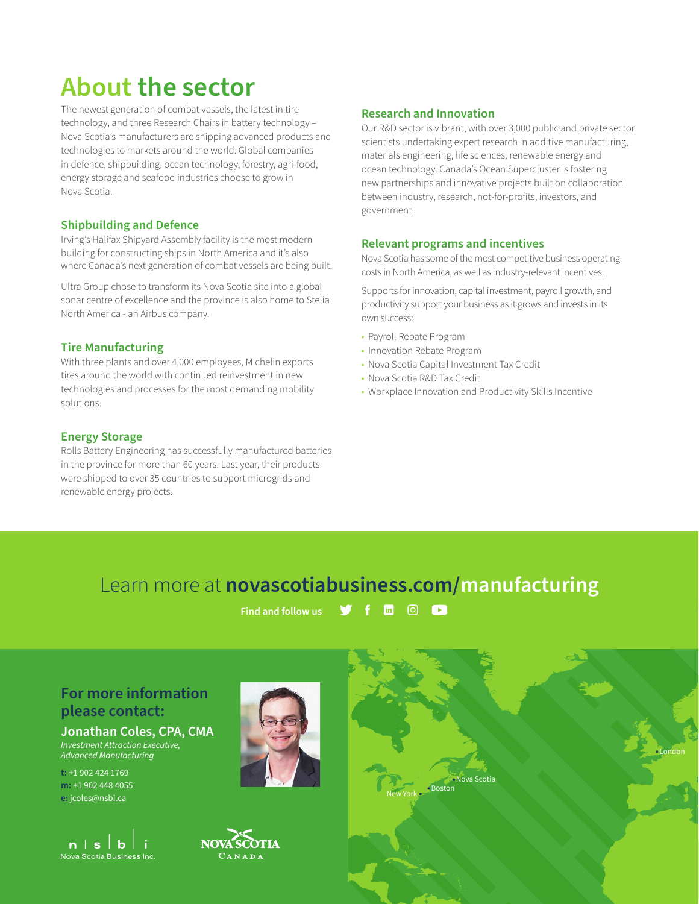# About the sector

The newest generation of combat vessels, the latest in tire technology, and three Research Chairs in battery technology – Nova Scotia's manufacturers are shipping advanced products and technologies to markets around the world. Global companies in defence, shipbuilding, ocean technology, forestry, agri-food, energy storage and seafood industries choose to grow in Nova Scotia.

### Shipbuilding and Defence

Irving's Halifax Shipyard Assembly facility is the most modern building for constructing ships in North America and it's also where Canada's next generation of combat vessels are being built.

Ultra Group chose to transform its Nova Scotia site into a global sonar centre of excellence and the province is also home to Stelia North America - an Airbus company.

### Tire Manufacturing

With three plants and over 4,000 employees, Michelin exports tires around the world with continued reinvestment in new technologies and processes for the most demanding mobility solutions.

### Energy Storage

Rolls Battery Engineering has successfully manufactured batteries in the province for more than 60 years. Last year, their products were shipped to over 35 countries to support microgrids and renewable energy projects.

### Research and Innovation

Our R&D sector is vibrant, with over 3,000 public and private sector scientists undertaking expert research in additive manufacturing, materials engineering, life sciences, renewable energy and ocean technology. Canada's Ocean Supercluster is fostering new partnerships and innovative projects built on collaboration between industry, research, not-for-profits, investors, and government.

### Relevant programs and incentives

Nova Scotia has some of the most competitive business operating costs in North America, as well as industry-relevant incentives.

Supports for innovation, capital investment, payroll growth, and productivity support your business as it grows and invests in its own success:

- Payroll Rebate Program
- Innovation Rebate Program
- Nova Scotia Capital Investment Tax Credit
- Nova Scotia R&D Tax Credit
- Workplace Innovation and Productivity Skills Incentive

Learn more at **novascotiabusiness.com/manufacturing**

**Find and follow us**

## For more information please contact:

**Jonathan Coles, CPA, CMA**
*Investment Attraction Executive, Advanced Manufacturing*

**t:** +1 902 424 1769
**m:** +1 902 448 4055
**e:** jcoles@nsbi.ca

n s b i
Nova Scotia Business Inc.

NOVA SCOTIA
CANADA

London
Nova Scotia
Boston
New York